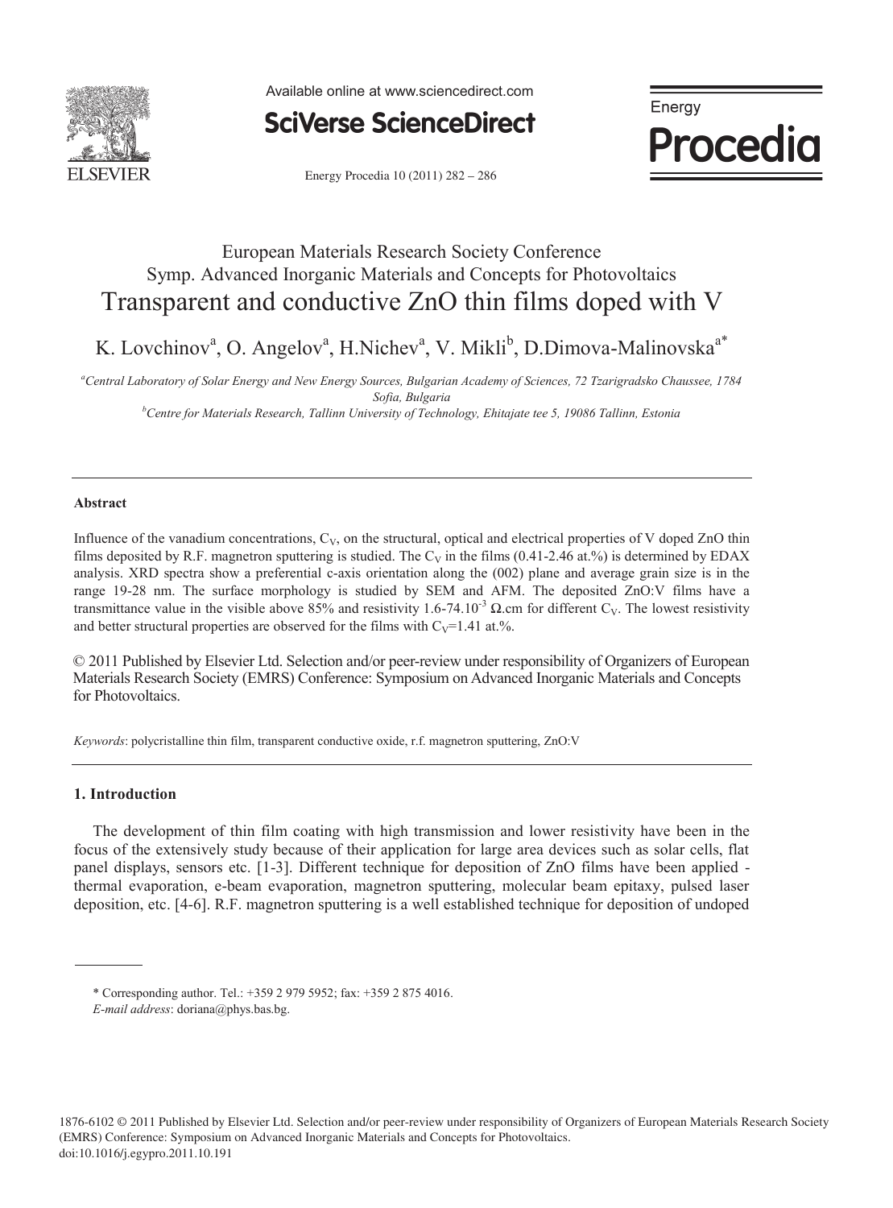European Materials Research Society Conference
Symp. Advanced Inorganic Materials and Concepts for Photovoltaics

# Transparent and conductive ZnO thin films doped with V

K. Lovchinov[a], O. Angelov[a], H.Nichev[a], V. Mikli[b], D.Dimova-Malinovska[a*]

[a]*Central Laboratory of Solar Energy and New Energy Sources, Bulgarian Academy of Sciences, 72 Tzarigradsko Chaussee, 1784 Sofia, Bulgaria*
[b]*Centre for Materials Research, Tallinn University of Technology, Ehitajate tee 5, 19086 Tallinn, Estonia*

---

**Abstract**

Influence of the vanadium concentrations, $C_V$, on the structural, optical and electrical properties of V doped ZnO thin films deposited by R.F. magnetron sputtering is studied. The $C_V$ in the films (0.41-2.46 at.%) is determined by EDAX analysis. XRD spectra show a preferential c-axis orientation along the (002) plane and average grain size is in the range 19-28 nm. The surface morphology is studied by SEM and AFM. The deposited ZnO:V films have a transmittance value in the visible above 85% and resistivity $1.6\text{-}74.10^{-3}$ Ω.cm for different $C_V$. The lowest resistivity and better structural properties are observed for the films with $C_V$=1.41 at.%.

© 2011 Published by Elsevier Ltd. Selection and/or peer-review under responsibility of Organizers of European Materials Research Society (EMRS) Conference: Symposium on Advanced Inorganic Materials and Concepts for Photovoltaics.

*Keywords*: polycristalline thin film, transparent conductive oxide, r.f. magnetron sputtering, ZnO:V

---

## 1. Introduction

The development of thin film coating with high transmission and lower resistivity have been in the focus of the extensively study because of their application for large area devices such as solar cells, flat panel displays, sensors etc. [1-3]. Different technique for deposition of ZnO films have been applied - thermal evaporation, e-beam evaporation, magnetron sputtering, molecular beam epitaxy, pulsed laser deposition, etc. [4-6]. R.F. magnetron sputtering is a well established technique for deposition of undoped

\* Corresponding author. Tel.: +359 2 979 5952; fax: +359 2 875 4016.
*E-mail address*: doriana@phys.bas.bg.

1876-6102 © 2011 Published by Elsevier Ltd. Selection and/or peer-review under responsibility of Organizers of European Materials Research Society (EMRS) Conference: Symposium on Advanced Inorganic Materials and Concepts for Photovoltaics.
doi:10.1016/j.egypro.2011.10.191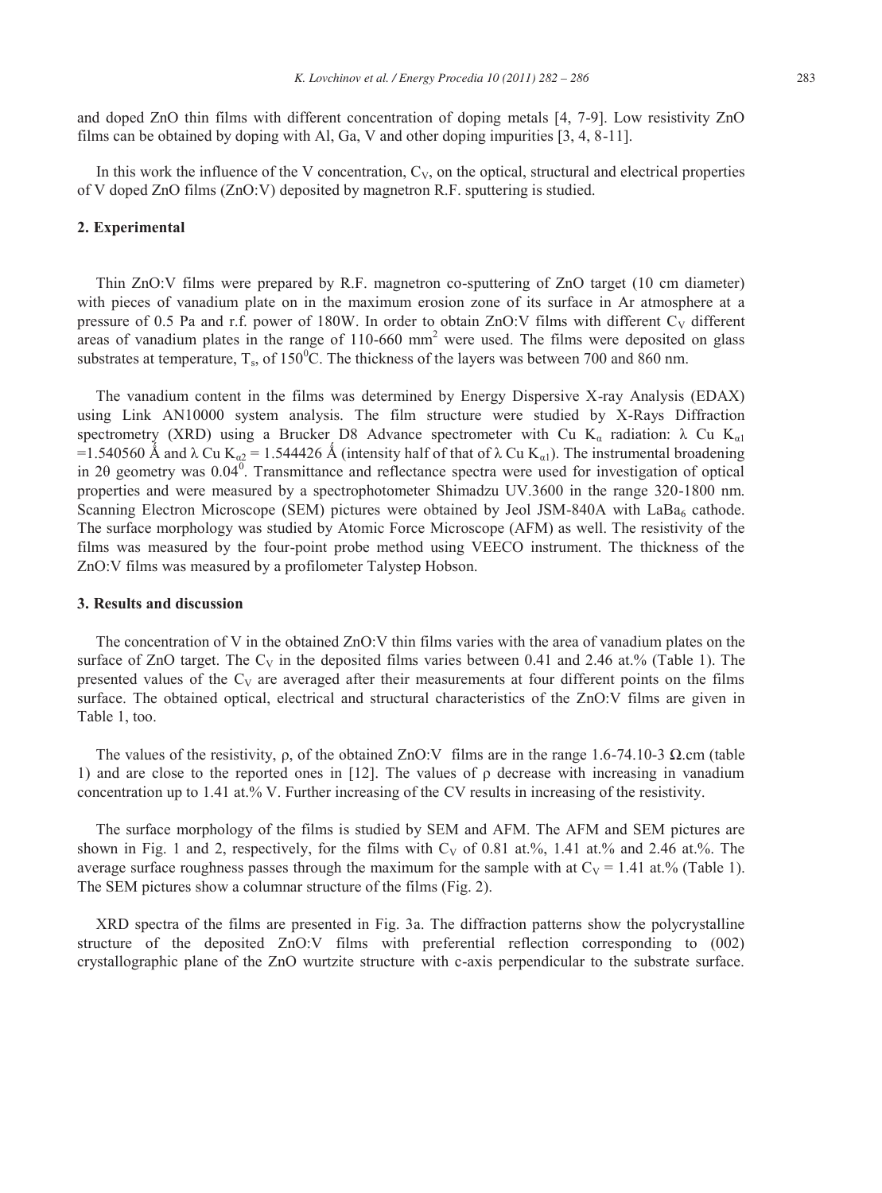and doped ZnO thin films with different concentration of doping metals [4, 7-9]. Low resistivity ZnO films can be obtained by doping with Al, Ga, V and other doping impurities [3, 4, 8-11].

In this work the influence of the V concentration, $C_V$, on the optical, structural and electrical properties of V doped ZnO films (ZnO:V) deposited by magnetron R.F. sputtering is studied.

## 2. Experimental

Thin ZnO:V films were prepared by R.F. magnetron co-sputtering of ZnO target (10 cm diameter) with pieces of vanadium plate on in the maximum erosion zone of its surface in Ar atmosphere at a pressure of 0.5 Pa and r.f. power of 180W. In order to obtain ZnO:V films with different $C_V$ different areas of vanadium plates in the range of 110-660 $mm^2$ were used. The films were deposited on glass substrates at temperature, $T_s$, of $150^0$C. The thickness of the layers was between 700 and 860 nm.

The vanadium content in the films was determined by Energy Dispersive X-ray Analysis (EDAX) using Link AN10000 system analysis. The film structure were studied by X-Rays Diffraction spectrometry (XRD) using a Brucker D8 Advance spectrometer with Cu $K_\alpha$ radiation: $\lambda$ Cu $K_{\alpha 1}$ =1.540560 Ǻ and $\lambda$ Cu $K_{\alpha 2}$ = 1.544426 Ǻ (intensity half of that of $\lambda$ Cu $K_{\alpha 1}$). The instrumental broadening in $2\theta$ geometry was $0.04^0$. Transmittance and reflectance spectra were used for investigation of optical properties and were measured by a spectrophotometer Shimadzu UV.3600 in the range 320-1800 nm. Scanning Electron Microscope (SEM) pictures were obtained by Jeol JSM-840A with $LaBa_6$ cathode. The surface morphology was studied by Atomic Force Microscope (AFM) as well. The resistivity of the films was measured by the four-point probe method using VEECO instrument. The thickness of the ZnO:V films was measured by a profilometer Talystep Hobson.

## 3. Results and discussion

The concentration of V in the obtained ZnO:V thin films varies with the area of vanadium plates on the surface of ZnO target. The $C_V$ in the deposited films varies between 0.41 and 2.46 at.% (Table 1). The presented values of the $C_V$ are averaged after their measurements at four different points on the films surface. The obtained optical, electrical and structural characteristics of the ZnO:V films are given in Table 1, too.

The values of the resistivity, $\rho$, of the obtained ZnO:V films are in the range 1.6-74.10-3 $\Omega$.cm (table 1) and are close to the reported ones in [12]. The values of $\rho$ decrease with increasing in vanadium concentration up to 1.41 at.% V. Further increasing of the CV results in increasing of the resistivity.

The surface morphology of the films is studied by SEM and AFM. The AFM and SEM pictures are shown in Fig. 1 and 2, respectively, for the films with $C_V$ of 0.81 at.%, 1.41 at.% and 2.46 at.%. The average surface roughness passes through the maximum for the sample with at $C_V$ = 1.41 at.% (Table 1). The SEM pictures show a columnar structure of the films (Fig. 2).

XRD spectra of the films are presented in Fig. 3a. The diffraction patterns show the polycrystalline structure of the deposited ZnO:V films with preferential reflection corresponding to (002) crystallographic plane of the ZnO wurtzite structure with c-axis perpendicular to the substrate surface.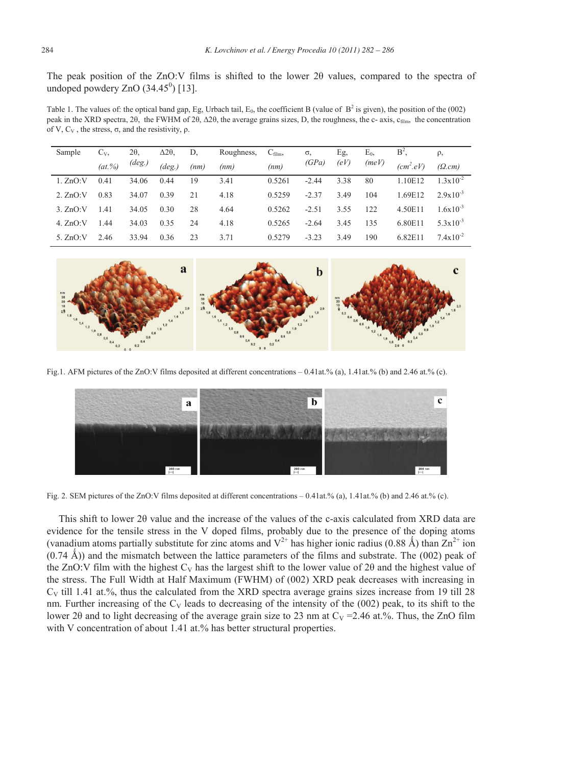The peak position of the ZnO:V films is shifted to the lower 2θ values, compared to the spectra of undoped powdery ZnO ($34.45^0$) [13].

Table 1. The values of: the optical band gap, Eg, Urbach tail, $E_0$, the coefficient B (value of $B^2$ is given), the position of the (002) peak in the XRD spectra, 2θ, the FWHM of 2θ, Δ2θ, the average grains sizes, D, the roughness, the c- axis, $c_{film}$, the concentration of V, $C_V$, the stress, σ, and the resistivity, ρ.

| Sample | $C_V$, *(at.%)* | 2θ, *(deg.)* | Δ2θ, *(deg.)* | D, *(nm)* | Roughness, *(nm)* | $C_{film}$, *(nm)* | σ, *(GPa)* | Eg, *(eV)* | $E_0$, *(meV)* | $B^2$, *($cm^2.eV$)* | ρ, *(Ω.cm)* |
|---|---|---|---|---|---|---|---|---|---|---|---|
| 1. ZnO:V | 0.41 | 34.06 | 0.44 | 19 | 3.41 | 0.5261 | -2.44 | 3.38 | 80 | 1.10E12 | $1.3x10^{-2}$ |
| 2. ZnO:V | 0.83 | 34.07 | 0.39 | 21 | 4.18 | 0.5259 | -2.37 | 3.49 | 104 | 1.69E12 | $2.9x10^{-3}$ |
| 3. ZnO:V | 1.41 | 34.05 | 0.30 | 28 | 4.64 | 0.5262 | -2.51 | 3.55 | 122 | 4.50E11 | $1.6x10^{-3}$ |
| 4. ZnO:V | 1.44 | 34.03 | 0.35 | 24 | 4.18 | 0.5265 | -2.64 | 3.45 | 135 | 6.80E11 | $5.3x10^{-3}$ |
| 5. ZnO:V | 2.46 | 33.94 | 0.36 | 23 | 3.71 | 0.5279 | -3.23 | 3.49 | 190 | 6.82E11 | $7.4x10^{-2}$ |

Fig.1. AFM pictures of the ZnO:V films deposited at different concentrations – 0.41at.% (a), 1.41at.% (b) and 2.46 at.% (c).

Fig. 2. SEM pictures of the ZnO:V films deposited at different concentrations – 0.41at.% (a), 1.41at.% (b) and 2.46 at.% (c).

This shift to lower 2θ value and the increase of the values of the c-axis calculated from XRD data are evidence for the tensile stress in the V doped films, probably due to the presence of the doping atoms (vanadium atoms partially substitute for zinc atoms and $V^{2+}$ has higher ionic radius (0.88 Å) than $Zn^{2+}$ ion (0.74 Å)) and the mismatch between the lattice parameters of the films and substrate. The (002) peak of the ZnO:V film with the highest $C_V$ has the largest shift to the lower value of 2θ and the highest value of the stress. The Full Width at Half Maximum (FWHM) of (002) XRD peak decreases with increasing in $C_V$ till 1.41 at.%, thus the calculated from the XRD spectra average grains sizes increase from 19 till 28 nm. Further increasing of the $C_V$ leads to decreasing of the intensity of the (002) peak, to its shift to the lower 2θ and to light decreasing of the average grain size to 23 nm at $C_V$ =2.46 at.%. Thus, the ZnO film with V concentration of about 1.41 at.% has better structural properties.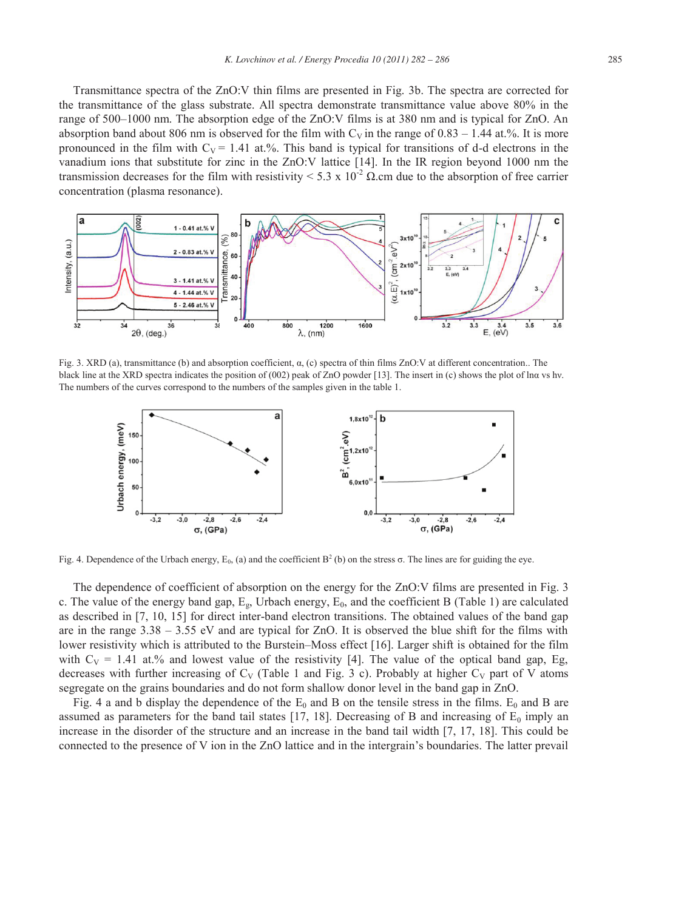Transmittance spectra of the ZnO:V thin films are presented in Fig. 3b. The spectra are corrected for the transmittance of the glass substrate. All spectra demonstrate transmittance value above 80% in the range of 500–1000 nm. The absorption edge of the ZnO:V films is at 380 nm and is typical for ZnO. An absorption band about 806 nm is observed for the film with $C_V$ in the range of 0.83 – 1.44 at.%. It is more pronounced in the film with $C_V$ = 1.41 at.%. This band is typical for transitions of d-d electrons in the vanadium ions that substitute for zinc in the ZnO:V lattice [14]. In the IR region beyond 1000 nm the transmission decreases for the film with resistivity < 5.3 x $10^{-2}$ Ω.cm due to the absorption of free carrier concentration (plasma resonance).

Fig. 3. XRD (a), transmittance (b) and absorption coefficient, α, (c) spectra of thin films ZnO:V at different concentration.. The black line at the XRD spectra indicates the position of (002) peak of ZnO powder [13]. The insert in (c) shows the plot of lnα vs hν. The numbers of the curves correspond to the numbers of the samples given in the table 1.

Fig. 4. Dependence of the Urbach energy, $E_0$, (a) and the coefficient $B^2$ (b) on the stress σ. The lines are for guiding the eye.

The dependence of coefficient of absorption on the energy for the ZnO:V films are presented in Fig. 3 c. The value of the energy band gap, $E_g$, Urbach energy, $E_0$, and the coefficient B (Table 1) are calculated as described in [7, 10, 15] for direct inter-band electron transitions. The obtained values of the band gap are in the range 3.38 – 3.55 eV and are typical for ZnO. It is observed the blue shift for the films with lower resistivity which is attributed to the Burstein–Moss effect [16]. Larger shift is obtained for the film with $C_V$ = 1.41 at.% and lowest value of the resistivity [4]. The value of the optical band gap, Eg, decreases with further increasing of $C_V$ (Table 1 and Fig. 3 c). Probably at higher $C_V$ part of V atoms segregate on the grains boundaries and do not form shallow donor level in the band gap in ZnO.

Fig. 4 a and b display the dependence of the $E_0$ and B on the tensile stress in the films. $E_0$ and B are assumed as parameters for the band tail states [17, 18]. Decreasing of B and increasing of $E_0$ imply an increase in the disorder of the structure and an increase in the band tail width [7, 17, 18]. This could be connected to the presence of V ion in the ZnO lattice and in the intergrain's boundaries. The latter prevail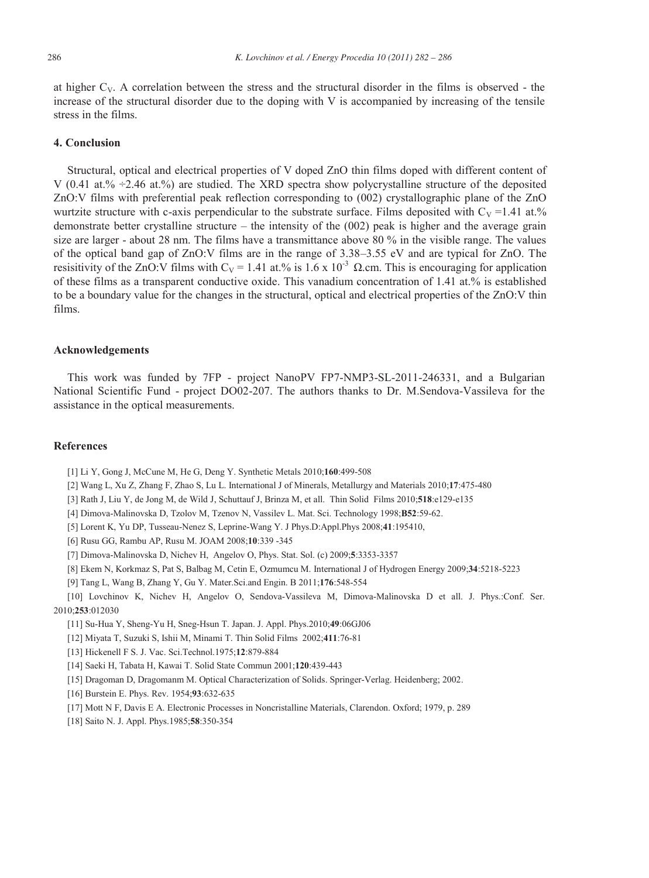at higher $C_V$. A correlation between the stress and the structural disorder in the films is observed - the increase of the structural disorder due to the doping with V is accompanied by increasing of the tensile stress in the films.

## 4. Conclusion

Structural, optical and electrical properties of V doped ZnO thin films doped with different content of V (0.41 at.% ÷2.46 at.%) are studied. The XRD spectra show polycrystalline structure of the deposited ZnO:V films with preferential peak reflection corresponding to (002) crystallographic plane of the ZnO wurtzite structure with c-axis perpendicular to the substrate surface. Films deposited with $C_V$ =1.41 at.% demonstrate better crystalline structure – the intensity of the (002) peak is higher and the average grain size are larger - about 28 nm. The films have a transmittance above 80 % in the visible range. The values of the optical band gap of ZnO:V films are in the range of 3.38–3.55 eV and are typical for ZnO. The resisitivity of the ZnO:V films with $C_V$ = 1.41 at.% is $1.6 \times 10^{-3}$ Ω.cm. This is encouraging for application of these films as a transparent conductive oxide. This vanadium concentration of 1.41 at.% is established to be a boundary value for the changes in the structural, optical and electrical properties of the ZnO:V thin films.

## Acknowledgements

This work was funded by 7FP - project NanoPV FP7-NMP3-SL-2011-246331, and a Bulgarian National Scientific Fund - project DO02-207. The authors thanks to Dr. M.Sendova-Vassileva for the assistance in the optical measurements.

## References

[1] Li Y, Gong J, McCune M, He G, Deng Y. Synthetic Metals 2010;**160**:499-508

[2] Wang L, Xu Z, Zhang F, Zhao S, Lu L. International J of Minerals, Metallurgy and Materials 2010;**17**:475-480

[3] Rath J, Liu Y, de Jong M, de Wild J, Schuttauf J, Brinza M, et all. Thin Solid Films 2010;**518**:e129-e135

[4] Dimova-Malinovska D, Tzolov M, Tzenov N, Vassilev L. Mat. Sci. Technology 1998;**B52**:59-62.

[5] Lorent K, Yu DP, Tusseau-Nenez S, Leprine-Wang Y. J Phys.D:Appl.Phys 2008;**41**:195410,

[6] Rusu GG, Rambu AP, Rusu M. JOAM 2008;**10**:339 -345

[7] Dimova-Malinovska D, Nichev H, Angelov O, Phys. Stat. Sol. (c) 2009;**5**:3353-3357

[8] Ekem N, Korkmaz S, Pat S, Balbag M, Cetin E, Ozmumcu M. International J of Hydrogen Energy 2009;**34**:5218-5223

[9] Tang L, Wang B, Zhang Y, Gu Y. Mater.Sci.and Engin. B 2011;**176**:548-554

[10] Lovchinov K, Nichev H, Angelov O, Sendova-Vassileva M, Dimova-Malinovska D et all. J. Phys.:Conf. Ser. 2010;**253**:012030

[11] Su-Hua Y, Sheng-Yu H, Sneg-Hsun T. Japan. J. Appl. Phys.2010;**49**:06GJ06

[12] Miyata T, Suzuki S, Ishii M, Minami T. Thin Solid Films 2002;**411**:76-81

[13] Hickenell F S. J. Vac. Sci.Technol.1975;**12**:879-884

[14] Saeki H, Tabata H, Kawai T. Solid State Commun 2001;**120**:439-443

[15] Dragoman D, Dragomanm M. Optical Characterization of Solids. Springer-Verlag. Heidenberg; 2002.

[16] Burstein E. Phys. Rev. 1954;**93**:632-635

[17] Mott N F, Davis E A. Electronic Processes in Noncristalline Materials, Clarendon. Oxford; 1979, p. 289

[18] Saito N. J. Appl. Phys.1985;**58**:350-354